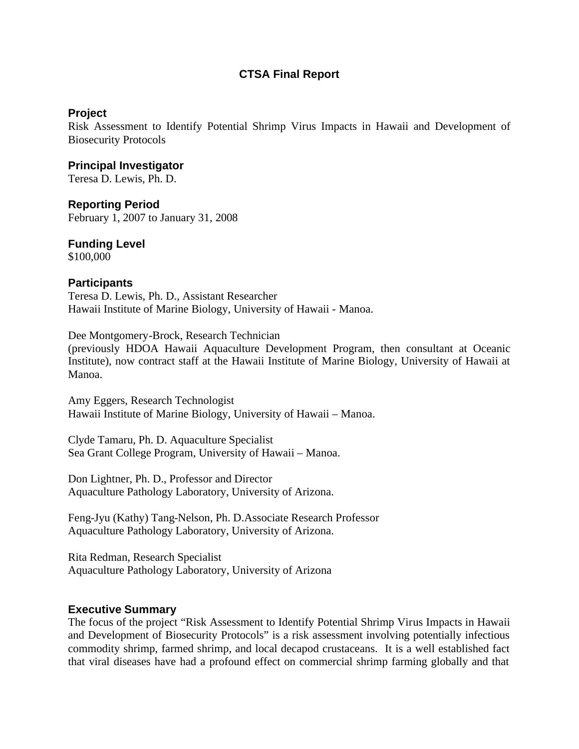# CTSA Final Report

## Project

Risk Assessment to Identify Potential Shrimp Virus Impacts in Hawaii and Development of Biosecurity Protocols

## Principal Investigator

Teresa D. Lewis, Ph. D.

## Reporting Period

February 1, 2007 to January 31, 2008

## Funding Level

$100,000

## Participants

Teresa D. Lewis, Ph. D., Assistant Researcher
Hawaii Institute of Marine Biology, University of Hawaii - Manoa.

Dee Montgomery-Brock, Research Technician
(previously HDOA Hawaii Aquaculture Development Program, then consultant at Oceanic Institute), now contract staff at the Hawaii Institute of Marine Biology, University of Hawaii at Manoa.

Amy Eggers, Research Technologist
Hawaii Institute of Marine Biology, University of Hawaii – Manoa.

Clyde Tamaru, Ph. D. Aquaculture Specialist
Sea Grant College Program, University of Hawaii – Manoa.

Don Lightner, Ph. D., Professor and Director
Aquaculture Pathology Laboratory, University of Arizona.

Feng-Jyu (Kathy) Tang-Nelson, Ph. D.Associate Research Professor
Aquaculture Pathology Laboratory, University of Arizona.

Rita Redman, Research Specialist
Aquaculture Pathology Laboratory, University of Arizona

## Executive Summary

The focus of the project "Risk Assessment to Identify Potential Shrimp Virus Impacts in Hawaii and Development of Biosecurity Protocols" is a risk assessment involving potentially infectious commodity shrimp, farmed shrimp, and local decapod crustaceans. It is a well established fact that viral diseases have had a profound effect on commercial shrimp farming globally and that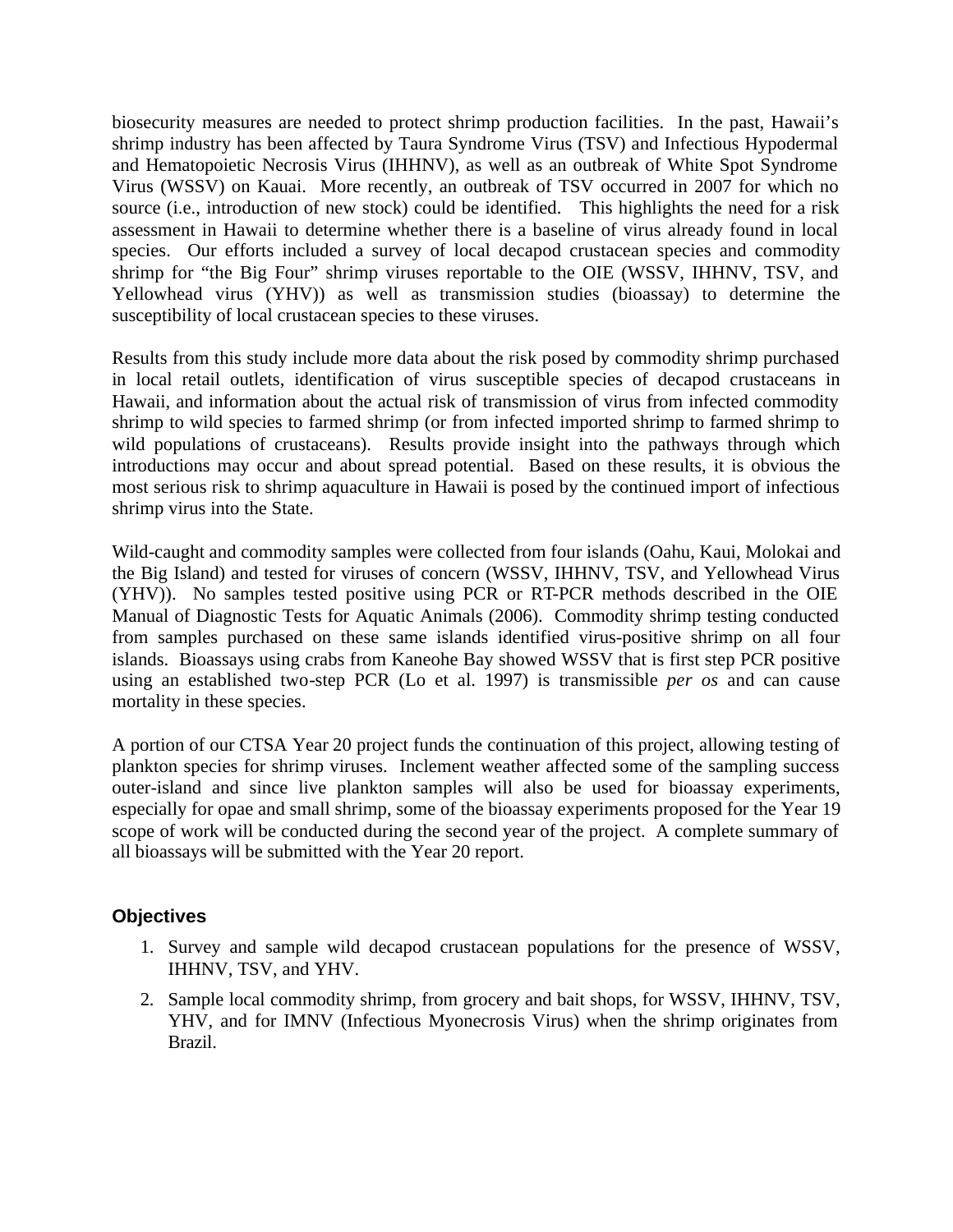biosecurity measures are needed to protect shrimp production facilities. In the past, Hawaii's shrimp industry has been affected by Taura Syndrome Virus (TSV) and Infectious Hypodermal and Hematopoietic Necrosis Virus (IHHNV), as well as an outbreak of White Spot Syndrome Virus (WSSV) on Kauai. More recently, an outbreak of TSV occurred in 2007 for which no source (i.e., introduction of new stock) could be identified. This highlights the need for a risk assessment in Hawaii to determine whether there is a baseline of virus already found in local species. Our efforts included a survey of local decapod crustacean species and commodity shrimp for "the Big Four" shrimp viruses reportable to the OIE (WSSV, IHHNV, TSV, and Yellowhead virus (YHV)) as well as transmission studies (bioassay) to determine the susceptibility of local crustacean species to these viruses.

Results from this study include more data about the risk posed by commodity shrimp purchased in local retail outlets, identification of virus susceptible species of decapod crustaceans in Hawaii, and information about the actual risk of transmission of virus from infected commodity shrimp to wild species to farmed shrimp (or from infected imported shrimp to farmed shrimp to wild populations of crustaceans). Results provide insight into the pathways through which introductions may occur and about spread potential. Based on these results, it is obvious the most serious risk to shrimp aquaculture in Hawaii is posed by the continued import of infectious shrimp virus into the State.

Wild-caught and commodity samples were collected from four islands (Oahu, Kaui, Molokai and the Big Island) and tested for viruses of concern (WSSV, IHHNV, TSV, and Yellowhead Virus (YHV)). No samples tested positive using PCR or RT-PCR methods described in the OIE Manual of Diagnostic Tests for Aquatic Animals (2006). Commodity shrimp testing conducted from samples purchased on these same islands identified virus-positive shrimp on all four islands. Bioassays using crabs from Kaneohe Bay showed WSSV that is first step PCR positive using an established two-step PCR (Lo et al. 1997) is transmissible *per os* and can cause mortality in these species.

A portion of our CTSA Year 20 project funds the continuation of this project, allowing testing of plankton species for shrimp viruses. Inclement weather affected some of the sampling success outer-island and since live plankton samples will also be used for bioassay experiments, especially for opae and small shrimp, some of the bioassay experiments proposed for the Year 19 scope of work will be conducted during the second year of the project. A complete summary of all bioassays will be submitted with the Year 20 report.

## Objectives

1. Survey and sample wild decapod crustacean populations for the presence of WSSV, IHHNV, TSV, and YHV.
2. Sample local commodity shrimp, from grocery and bait shops, for WSSV, IHHNV, TSV, YHV, and for IMNV (Infectious Myonecrosis Virus) when the shrimp originates from Brazil.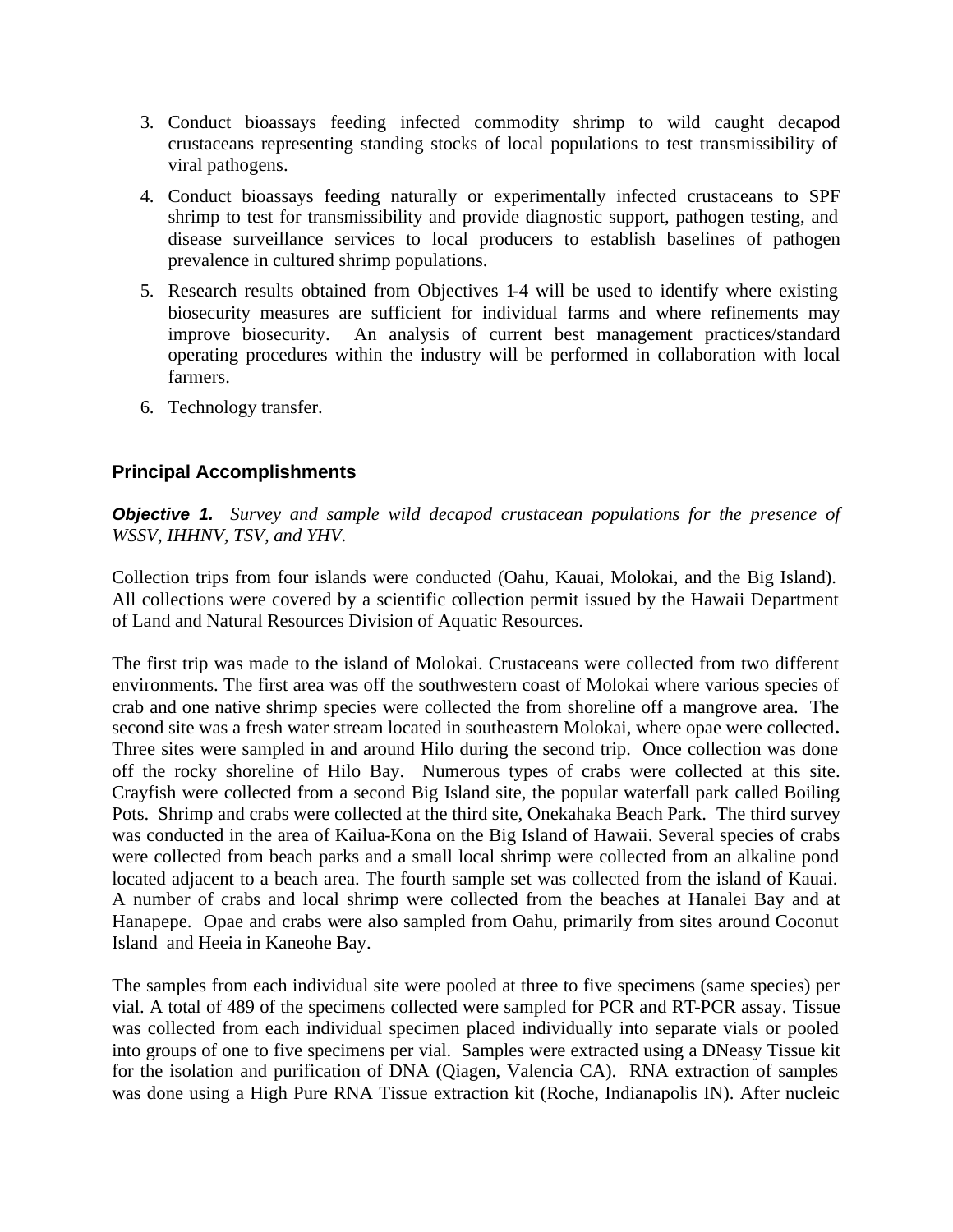3. Conduct bioassays feeding infected commodity shrimp to wild caught decapod crustaceans representing standing stocks of local populations to test transmissibility of viral pathogens.
4. Conduct bioassays feeding naturally or experimentally infected crustaceans to SPF shrimp to test for transmissibility and provide diagnostic support, pathogen testing, and disease surveillance services to local producers to establish baselines of pathogen prevalence in cultured shrimp populations.
5. Research results obtained from Objectives 1-4 will be used to identify where existing biosecurity measures are sufficient for individual farms and where refinements may improve biosecurity. An analysis of current best management practices/standard operating procedures within the industry will be performed in collaboration with local farmers.
6. Technology transfer.

## Principal Accomplishments

***Objective 1.*** *Survey and sample wild decapod crustacean populations for the presence of WSSV, IHHNV, TSV, and YHV.*

Collection trips from four islands were conducted (Oahu, Kauai, Molokai, and the Big Island). All collections were covered by a scientific collection permit issued by the Hawaii Department of Land and Natural Resources Division of Aquatic Resources.

The first trip was made to the island of Molokai. Crustaceans were collected from two different environments. The first area was off the southwestern coast of Molokai where various species of crab and one native shrimp species were collected the from shoreline off a mangrove area. The second site was a fresh water stream located in southeastern Molokai, where opae were collected**.** Three sites were sampled in and around Hilo during the second trip. Once collection was done off the rocky shoreline of Hilo Bay. Numerous types of crabs were collected at this site. Crayfish were collected from a second Big Island site, the popular waterfall park called Boiling Pots. Shrimp and crabs were collected at the third site, Onekahaka Beach Park. The third survey was conducted in the area of Kailua-Kona on the Big Island of Hawaii. Several species of crabs were collected from beach parks and a small local shrimp were collected from an alkaline pond located adjacent to a beach area. The fourth sample set was collected from the island of Kauai. A number of crabs and local shrimp were collected from the beaches at Hanalei Bay and at Hanapepe. Opae and crabs were also sampled from Oahu, primarily from sites around Coconut Island and Heeia in Kaneohe Bay.

The samples from each individual site were pooled at three to five specimens (same species) per vial. A total of 489 of the specimens collected were sampled for PCR and RT-PCR assay. Tissue was collected from each individual specimen placed individually into separate vials or pooled into groups of one to five specimens per vial. Samples were extracted using a DNeasy Tissue kit for the isolation and purification of DNA (Qiagen, Valencia CA). RNA extraction of samples was done using a High Pure RNA Tissue extraction kit (Roche, Indianapolis IN). After nucleic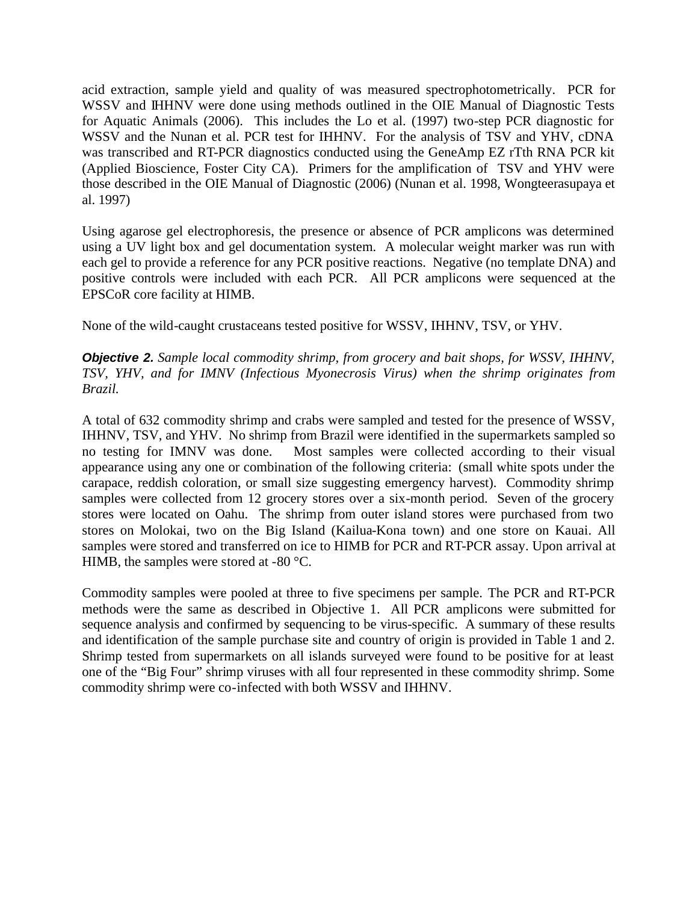acid extraction, sample yield and quality of was measured spectrophotometrically. PCR for WSSV and IHHNV were done using methods outlined in the OIE Manual of Diagnostic Tests for Aquatic Animals (2006). This includes the Lo et al. (1997) two-step PCR diagnostic for WSSV and the Nunan et al. PCR test for IHHNV. For the analysis of TSV and YHV, cDNA was transcribed and RT-PCR diagnostics conducted using the GeneAmp EZ rTth RNA PCR kit (Applied Bioscience, Foster City CA). Primers for the amplification of TSV and YHV were those described in the OIE Manual of Diagnostic (2006) (Nunan et al. 1998, Wongteerasupaya et al. 1997)

Using agarose gel electrophoresis, the presence or absence of PCR amplicons was determined using a UV light box and gel documentation system. A molecular weight marker was run with each gel to provide a reference for any PCR positive reactions. Negative (no template DNA) and positive controls were included with each PCR. All PCR amplicons were sequenced at the EPSCoR core facility at HIMB.

None of the wild-caught crustaceans tested positive for WSSV, IHHNV, TSV, or YHV.

***Objective 2.*** *Sample local commodity shrimp, from grocery and bait shops, for WSSV, IHHNV, TSV, YHV, and for IMNV (Infectious Myonecrosis Virus) when the shrimp originates from Brazil.*

A total of 632 commodity shrimp and crabs were sampled and tested for the presence of WSSV, IHHNV, TSV, and YHV. No shrimp from Brazil were identified in the supermarkets sampled so no testing for IMNV was done. Most samples were collected according to their visual appearance using any one or combination of the following criteria: (small white spots under the carapace, reddish coloration, or small size suggesting emergency harvest). Commodity shrimp samples were collected from 12 grocery stores over a six-month period. Seven of the grocery stores were located on Oahu. The shrimp from outer island stores were purchased from two stores on Molokai, two on the Big Island (Kailua-Kona town) and one store on Kauai. All samples were stored and transferred on ice to HIMB for PCR and RT-PCR assay. Upon arrival at HIMB, the samples were stored at -80 °C.

Commodity samples were pooled at three to five specimens per sample. The PCR and RT-PCR methods were the same as described in Objective 1. All PCR amplicons were submitted for sequence analysis and confirmed by sequencing to be virus-specific. A summary of these results and identification of the sample purchase site and country of origin is provided in Table 1 and 2. Shrimp tested from supermarkets on all islands surveyed were found to be positive for at least one of the "Big Four" shrimp viruses with all four represented in these commodity shrimp. Some commodity shrimp were co-infected with both WSSV and IHHNV.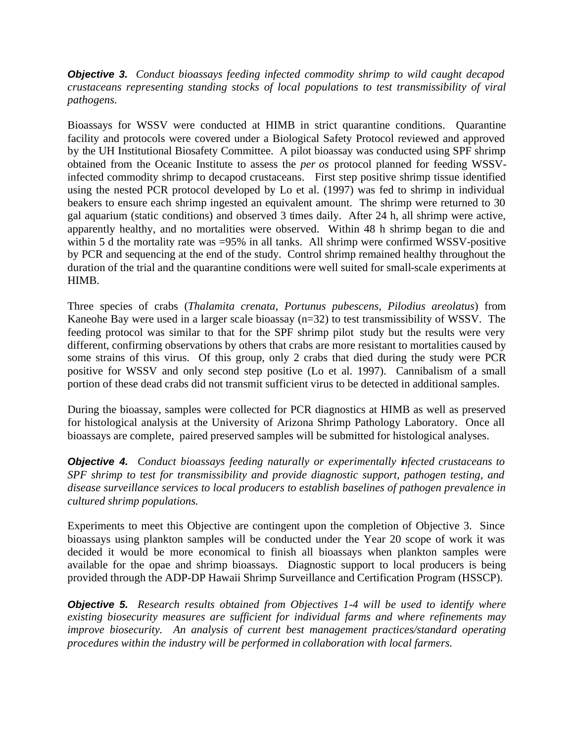***Objective 3.*** *Conduct bioassays feeding infected commodity shrimp to wild caught decapod crustaceans representing standing stocks of local populations to test transmissibility of viral pathogens.*

Bioassays for WSSV were conducted at HIMB in strict quarantine conditions. Quarantine facility and protocols were covered under a Biological Safety Protocol reviewed and approved by the UH Institutional Biosafety Committee. A pilot bioassay was conducted using SPF shrimp obtained from the Oceanic Institute to assess the *per os* protocol planned for feeding WSSV-infected commodity shrimp to decapod crustaceans. First step positive shrimp tissue identified using the nested PCR protocol developed by Lo et al. (1997) was fed to shrimp in individual beakers to ensure each shrimp ingested an equivalent amount. The shrimp were returned to 30 gal aquarium (static conditions) and observed 3 times daily. After 24 h, all shrimp were active, apparently healthy, and no mortalities were observed. Within 48 h shrimp began to die and within 5 d the mortality rate was =95% in all tanks. All shrimp were confirmed WSSV-positive by PCR and sequencing at the end of the study. Control shrimp remained healthy throughout the duration of the trial and the quarantine conditions were well suited for small-scale experiments at HIMB.

Three species of crabs (*Thalamita crenata, Portunus pubescens, Pilodius areolatus*) from Kaneohe Bay were used in a larger scale bioassay (n=32) to test transmissibility of WSSV. The feeding protocol was similar to that for the SPF shrimp pilot study but the results were very different, confirming observations by others that crabs are more resistant to mortalities caused by some strains of this virus. Of this group, only 2 crabs that died during the study were PCR positive for WSSV and only second step positive (Lo et al. 1997). Cannibalism of a small portion of these dead crabs did not transmit sufficient virus to be detected in additional samples.

During the bioassay, samples were collected for PCR diagnostics at HIMB as well as preserved for histological analysis at the University of Arizona Shrimp Pathology Laboratory. Once all bioassays are complete, paired preserved samples will be submitted for histological analyses.

***Objective 4.*** *Conduct bioassays feeding naturally or experimentally infected crustaceans to SPF shrimp to test for transmissibility and provide diagnostic support, pathogen testing, and disease surveillance services to local producers to establish baselines of pathogen prevalence in cultured shrimp populations.*

Experiments to meet this Objective are contingent upon the completion of Objective 3. Since bioassays using plankton samples will be conducted under the Year 20 scope of work it was decided it would be more economical to finish all bioassays when plankton samples were available for the opae and shrimp bioassays. Diagnostic support to local producers is being provided through the ADP-DP Hawaii Shrimp Surveillance and Certification Program (HSSCP).

***Objective 5.*** *Research results obtained from Objectives 1-4 will be used to identify where existing biosecurity measures are sufficient for individual farms and where refinements may improve biosecurity. An analysis of current best management practices/standard operating procedures within the industry will be performed in collaboration with local farmers.*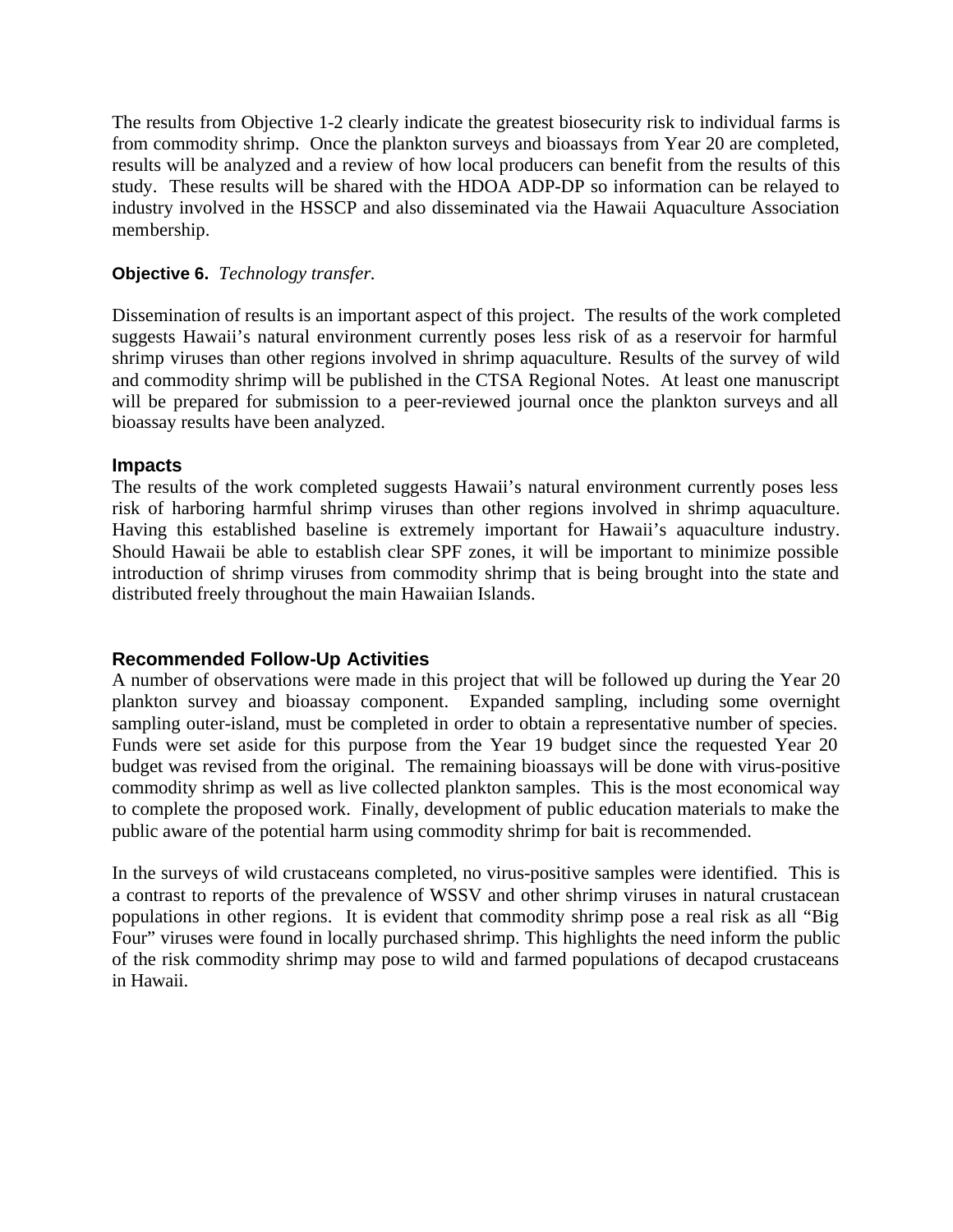The results from Objective 1-2 clearly indicate the greatest biosecurity risk to individual farms is from commodity shrimp. Once the plankton surveys and bioassays from Year 20 are completed, results will be analyzed and a review of how local producers can benefit from the results of this study. These results will be shared with the HDOA ADP-DP so information can be relayed to industry involved in the HSSCP and also disseminated via the Hawaii Aquaculture Association membership.

**Objective 6.** *Technology transfer.*

Dissemination of results is an important aspect of this project. The results of the work completed suggests Hawaii's natural environment currently poses less risk of as a reservoir for harmful shrimp viruses than other regions involved in shrimp aquaculture. Results of the survey of wild and commodity shrimp will be published in the CTSA Regional Notes. At least one manuscript will be prepared for submission to a peer-reviewed journal once the plankton surveys and all bioassay results have been analyzed.

## Impacts

The results of the work completed suggests Hawaii's natural environment currently poses less risk of harboring harmful shrimp viruses than other regions involved in shrimp aquaculture. Having this established baseline is extremely important for Hawaii's aquaculture industry. Should Hawaii be able to establish clear SPF zones, it will be important to minimize possible introduction of shrimp viruses from commodity shrimp that is being brought into the state and distributed freely throughout the main Hawaiian Islands.

## Recommended Follow-Up Activities

A number of observations were made in this project that will be followed up during the Year 20 plankton survey and bioassay component. Expanded sampling, including some overnight sampling outer-island, must be completed in order to obtain a representative number of species. Funds were set aside for this purpose from the Year 19 budget since the requested Year 20 budget was revised from the original. The remaining bioassays will be done with virus-positive commodity shrimp as well as live collected plankton samples. This is the most economical way to complete the proposed work. Finally, development of public education materials to make the public aware of the potential harm using commodity shrimp for bait is recommended.

In the surveys of wild crustaceans completed, no virus-positive samples were identified. This is a contrast to reports of the prevalence of WSSV and other shrimp viruses in natural crustacean populations in other regions. It is evident that commodity shrimp pose a real risk as all "Big Four" viruses were found in locally purchased shrimp. This highlights the need inform the public of the risk commodity shrimp may pose to wild and farmed populations of decapod crustaceans in Hawaii.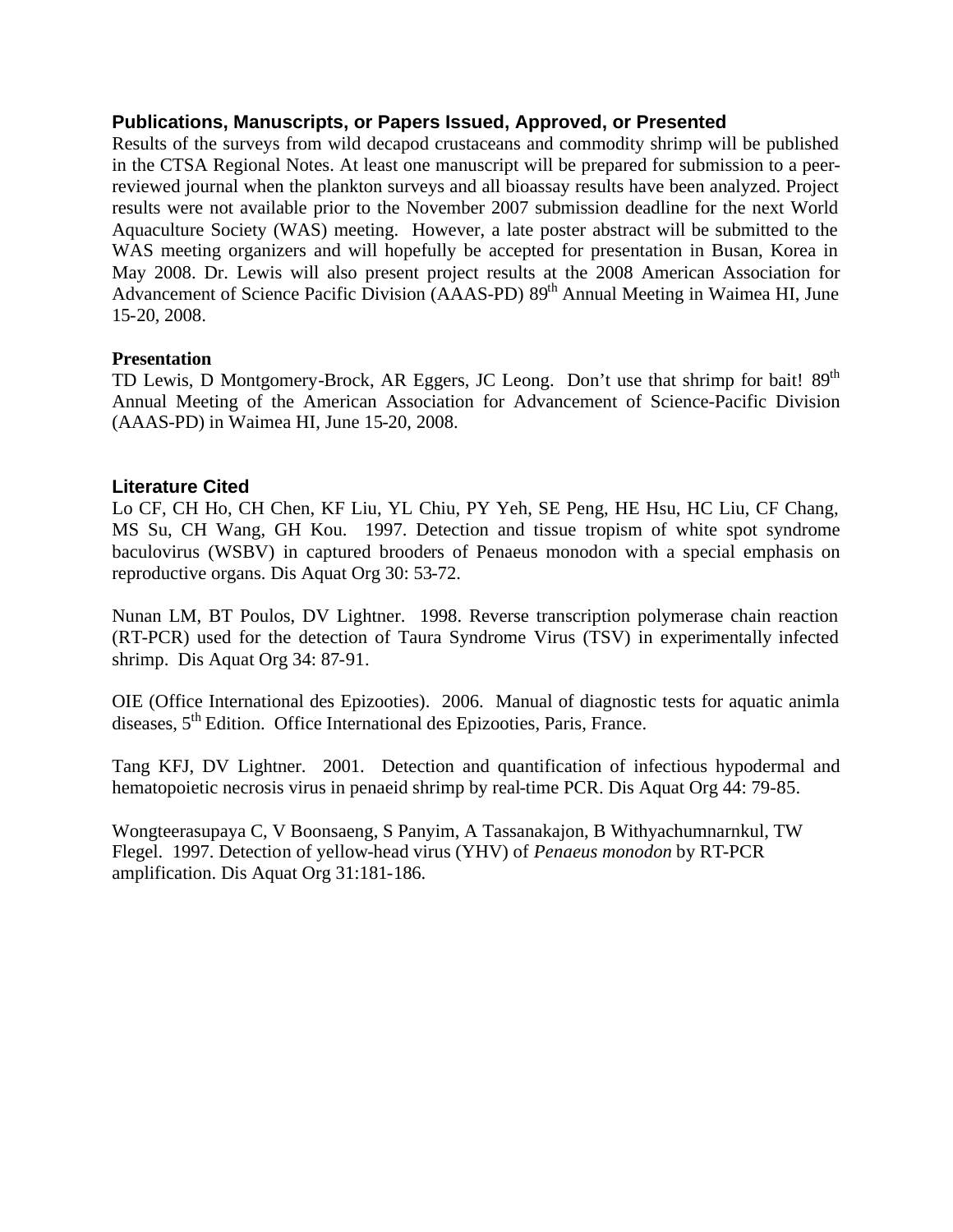## Publications, Manuscripts, or Papers Issued, Approved, or Presented

Results of the surveys from wild decapod crustaceans and commodity shrimp will be published in the CTSA Regional Notes. At least one manuscript will be prepared for submission to a peer-reviewed journal when the plankton surveys and all bioassay results have been analyzed. Project results were not available prior to the November 2007 submission deadline for the next World Aquaculture Society (WAS) meeting. However, a late poster abstract will be submitted to the WAS meeting organizers and will hopefully be accepted for presentation in Busan, Korea in May 2008. Dr. Lewis will also present project results at the 2008 American Association for Advancement of Science Pacific Division (AAAS-PD) 89th Annual Meeting in Waimea HI, June 15-20, 2008.

**Presentation**

TD Lewis, D Montgomery-Brock, AR Eggers, JC Leong. Don't use that shrimp for bait! 89th Annual Meeting of the American Association for Advancement of Science-Pacific Division (AAAS-PD) in Waimea HI, June 15-20, 2008.

## Literature Cited

Lo CF, CH Ho, CH Chen, KF Liu, YL Chiu, PY Yeh, SE Peng, HE Hsu, HC Liu, CF Chang, MS Su, CH Wang, GH Kou. 1997. Detection and tissue tropism of white spot syndrome baculovirus (WSBV) in captured brooders of Penaeus monodon with a special emphasis on reproductive organs. Dis Aquat Org 30: 53-72.

Nunan LM, BT Poulos, DV Lightner. 1998. Reverse transcription polymerase chain reaction (RT-PCR) used for the detection of Taura Syndrome Virus (TSV) in experimentally infected shrimp. Dis Aquat Org 34: 87-91.

OIE (Office International des Epizooties). 2006. Manual of diagnostic tests for aquatic animla diseases, 5th Edition. Office International des Epizooties, Paris, France.

Tang KFJ, DV Lightner. 2001. Detection and quantification of infectious hypodermal and hematopoietic necrosis virus in penaeid shrimp by real-time PCR. Dis Aquat Org 44: 79-85.

Wongteerasupaya C, V Boonsaeng, S Panyim, A Tassanakajon, B Withyachumnarnkul, TW Flegel. 1997. Detection of yellow-head virus (YHV) of *Penaeus monodon* by RT-PCR amplification. Dis Aquat Org 31:181-186.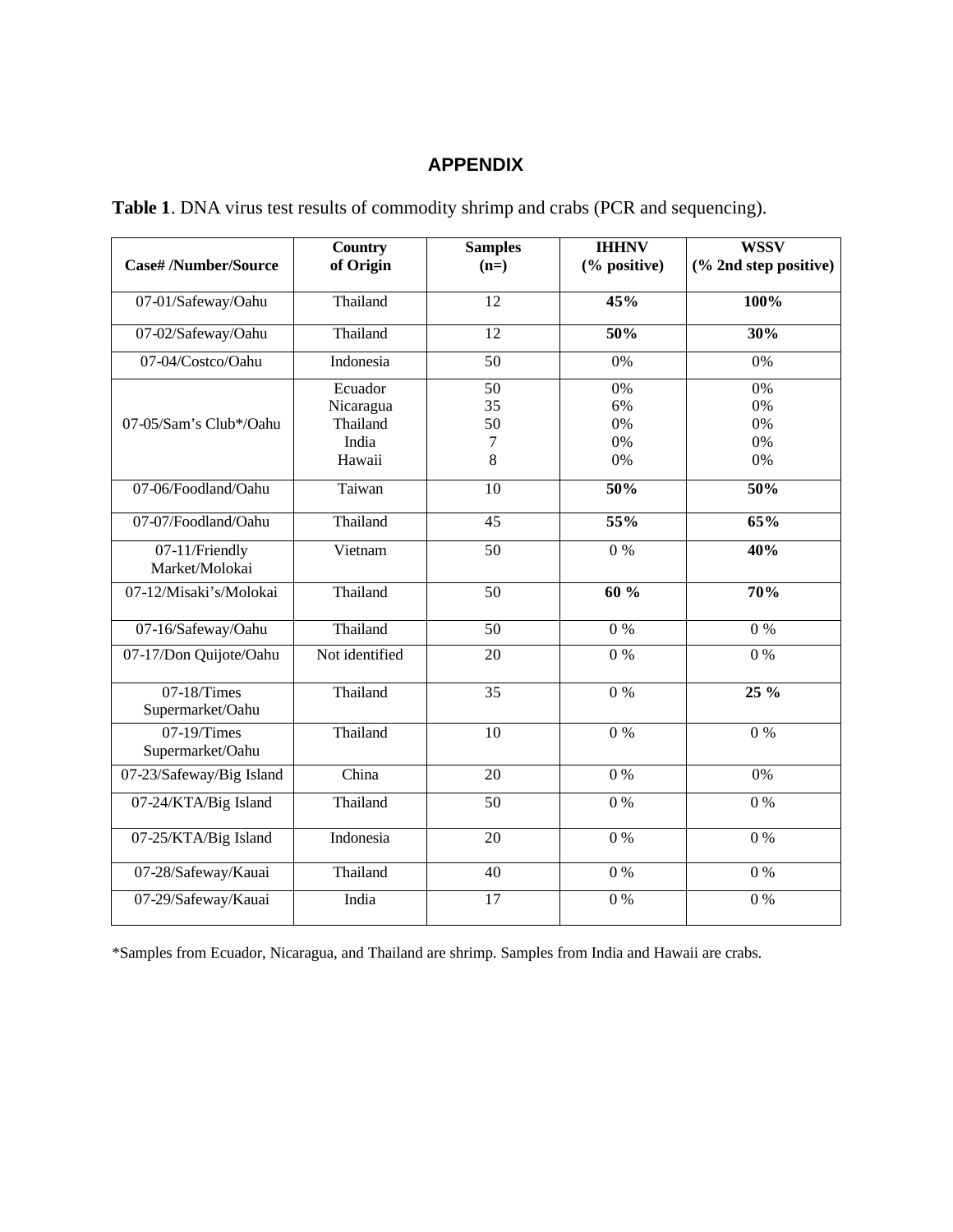# APPENDIX

**Table 1**. DNA virus test results of commodity shrimp and crabs (PCR and sequencing).

| Case# /Number/Source | Country of Origin | Samples (n=) | IHHNV (% positive) | WSSV (% 2nd step positive) |
|---|---|---|---|---|
| 07-01/Safeway/Oahu | Thailand | 12 | **45%** | **100%** |
| 07-02/Safeway/Oahu | Thailand | 12 | **50%** | **30%** |
| 07-04/Costco/Oahu | Indonesia | 50 | 0% | 0% |
| 07-05/Sam's Club*/Oahu | Ecuador<br>Nicaragua<br>Thailand<br>India<br>Hawaii | 50<br>35<br>50<br>7<br>8 | 0%<br>6%<br>0%<br>0%<br>0% | 0%<br>0%<br>0%<br>0%<br>0% |
| 07-06/Foodland/Oahu | Taiwan | 10 | **50%** | **50%** |
| 07-07/Foodland/Oahu | Thailand | 45 | **55%** | **65%** |
| 07-11/Friendly Market/Molokai | Vietnam | 50 | 0 % | **40%** |
| 07-12/Misaki's/Molokai | Thailand | 50 | **60 %** | **70%** |
| 07-16/Safeway/Oahu | Thailand | 50 | 0 % | 0 % |
| 07-17/Don Quijote/Oahu | Not identified | 20 | 0 % | 0 % |
| 07-18/Times Supermarket/Oahu | Thailand | 35 | 0 % | **25 %** |
| 07-19/Times Supermarket/Oahu | Thailand | 10 | 0 % | 0 % |
| 07-23/Safeway/Big Island | China | 20 | 0 % | 0% |
| 07-24/KTA/Big Island | Thailand | 50 | 0 % | 0 % |
| 07-25/KTA/Big Island | Indonesia | 20 | 0 % | 0 % |
| 07-28/Safeway/Kauai | Thailand | 40 | 0 % | 0 % |
| 07-29/Safeway/Kauai | India | 17 | 0 % | 0 % |

*Samples from Ecuador, Nicaragua, and Thailand are shrimp. Samples from India and Hawaii are crabs.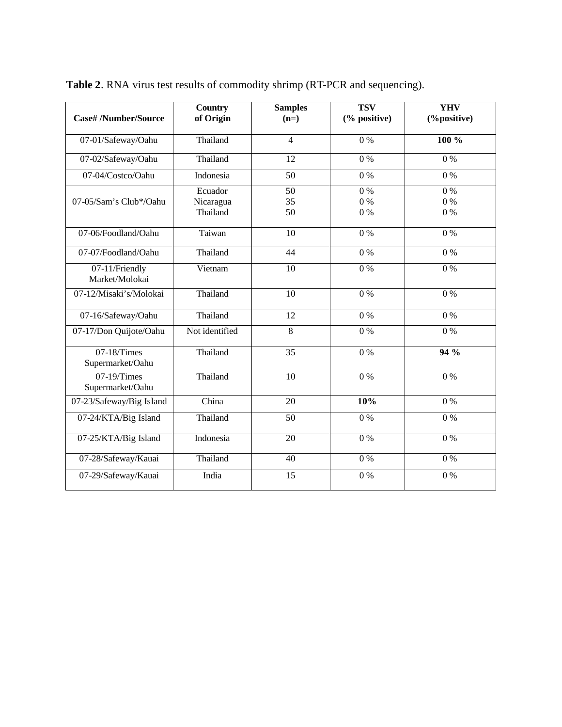**Table 2**. RNA virus test results of commodity shrimp (RT-PCR and sequencing).

| Case# /Number/Source | Country of Origin | Samples (n=) | TSV (% positive) | YHV (%positive) |
|---|---|---|---|---|
| 07-01/Safeway/Oahu | Thailand | 4 | 0 % | **100 %** |
| 07-02/Safeway/Oahu | Thailand | 12 | 0 % | 0 % |
| 07-04/Costco/Oahu | Indonesia | 50 | 0 % | 0 % |
| 07-05/Sam's Club*/Oahu | Ecuador<br>Nicaragua<br>Thailand | 50<br>35<br>50 | 0 %<br>0 %<br>0 % | 0 %<br>0 %<br>0 % |
| 07-06/Foodland/Oahu | Taiwan | 10 | 0 % | 0 % |
| 07-07/Foodland/Oahu | Thailand | 44 | 0 % | 0 % |
| 07-11/Friendly Market/Molokai | Vietnam | 10 | 0 % | 0 % |
| 07-12/Misaki's/Molokai | Thailand | 10 | 0 % | 0 % |
| 07-16/Safeway/Oahu | Thailand | 12 | 0 % | 0 % |
| 07-17/Don Quijote/Oahu | Not identified | 8 | 0 % | 0 % |
| 07-18/Times Supermarket/Oahu | Thailand | 35 | 0 % | **94 %** |
| 07-19/Times Supermarket/Oahu | Thailand | 10 | 0 % | 0 % |
| 07-23/Safeway/Big Island | China | 20 | **10%** | 0 % |
| 07-24/KTA/Big Island | Thailand | 50 | 0 % | 0 % |
| 07-25/KTA/Big Island | Indonesia | 20 | 0 % | 0 % |
| 07-28/Safeway/Kauai | Thailand | 40 | 0 % | 0 % |
| 07-29/Safeway/Kauai | India | 15 | 0 % | 0 % |